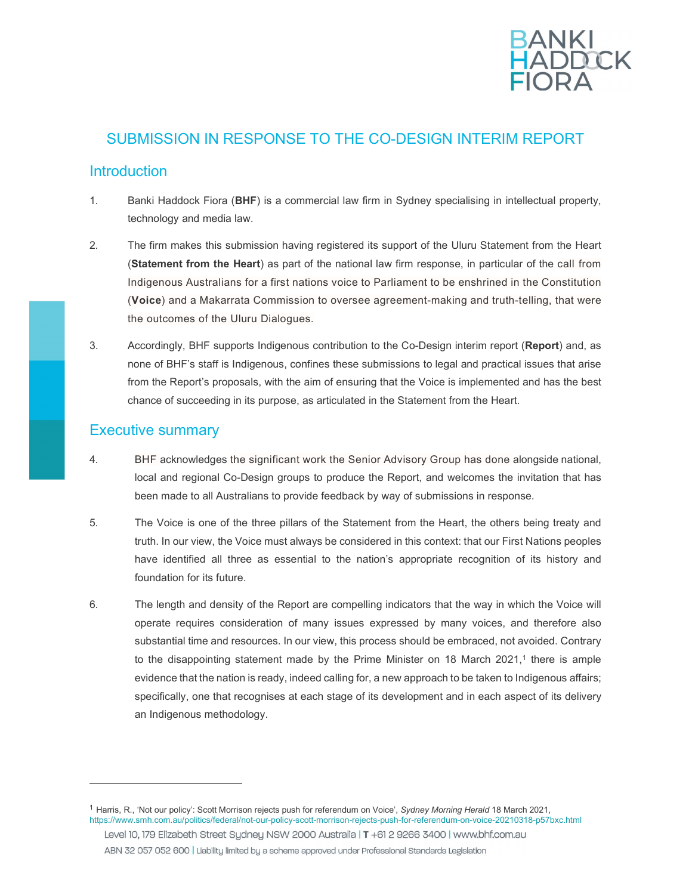# SUBMISSION IN RESPONSE TO THE CO-DESIGN INTERIM REPORT

## Introduction

1. Banki Haddock Fiora (**BHF**) is a commercial law firm in Sydney specialising in intellectual property, technology and media law.

2. The firm makes this submission having registered its support of the Uluru Statement from the Heart (**Statement from the Heart**) as part of the national law firm response, in particular of the call from Indigenous Australians for a first nations voice to Parliament to be enshrined in the Constitution (**Voice**) and a Makarrata Commission to oversee agreement-making and truth-telling, that were the outcomes of the Uluru Dialogues.

3. Accordingly, BHF supports Indigenous contribution to the Co-Design interim report (**Report**) and, as none of BHF's staff is Indigenous, confines these submissions to legal and practical issues that arise from the Report's proposals, with the aim of ensuring that the Voice is implemented and has the best chance of succeeding in its purpose, as articulated in the Statement from the Heart.

## Executive summary

4. BHF acknowledges the significant work the Senior Advisory Group has done alongside national, local and regional Co-Design groups to produce the Report, and welcomes the invitation that has been made to all Australians to provide feedback by way of submissions in response.

5. The Voice is one of the three pillars of the Statement from the Heart, the others being treaty and truth. In our view, the Voice must always be considered in this context: that our First Nations peoples have identified all three as essential to the nation's appropriate recognition of its history and foundation for its future.

6. The length and density of the Report are compelling indicators that the way in which the Voice will operate requires consideration of many issues expressed by many voices, and therefore also substantial time and resources. In our view, this process should be embraced, not avoided. Contrary to the disappointing statement made by the Prime Minister on 18 March 2021,[1] there is ample evidence that the nation is ready, indeed calling for, a new approach to be taken to Indigenous affairs; specifically, one that recognises at each stage of its development and in each aspect of its delivery an Indigenous methodology.

---

[1] Harris, R., 'Not our policy': Scott Morrison rejects push for referendum on Voice', *Sydney Morning Herald* 18 March 2021, https://www.smh.com.au/politics/federal/not-our-policy-scott-morrison-rejects-push-for-referendum-on-voice-20210318-p57bxc.html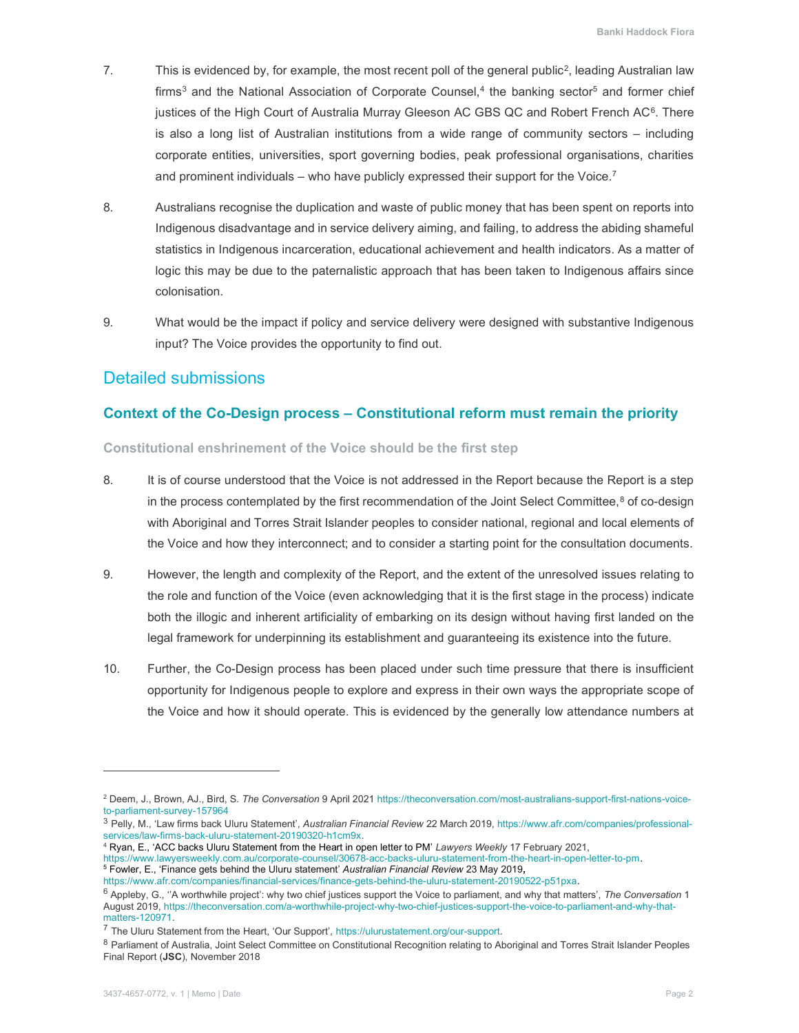7. This is evidenced by, for example, the most recent poll of the general public[2], leading Australian law firms[3] and the National Association of Corporate Counsel,[4] the banking sector[5] and former chief justices of the High Court of Australia Murray Gleeson AC GBS QC and Robert French AC[6]. There is also a long list of Australian institutions from a wide range of community sectors – including corporate entities, universities, sport governing bodies, peak professional organisations, charities and prominent individuals – who have publicly expressed their support for the Voice.[7]

8. Australians recognise the duplication and waste of public money that has been spent on reports into Indigenous disadvantage and in service delivery aiming, and failing, to address the abiding shameful statistics in Indigenous incarceration, educational achievement and health indicators. As a matter of logic this may be due to the paternalistic approach that has been taken to Indigenous affairs since colonisation.

9. What would be the impact if policy and service delivery were designed with substantive Indigenous input? The Voice provides the opportunity to find out.

## Detailed submissions

### Context of the Co-Design process – Constitutional reform must remain the priority

#### Constitutional enshrinement of the Voice should be the first step

8. It is of course understood that the Voice is not addressed in the Report because the Report is a step in the process contemplated by the first recommendation of the Joint Select Committee,[8] of co-design with Aboriginal and Torres Strait Islander peoples to consider national, regional and local elements of the Voice and how they interconnect; and to consider a starting point for the consultation documents.

9. However, the length and complexity of the Report, and the extent of the unresolved issues relating to the role and function of the Voice (even acknowledging that it is the first stage in the process) indicate both the illogic and inherent artificiality of embarking on its design without having first landed on the legal framework for underpinning its establishment and guaranteeing its existence into the future.

10. Further, the Co-Design process has been placed under such time pressure that there is insufficient opportunity for Indigenous people to explore and express in their own ways the appropriate scope of the Voice and how it should operate. This is evidenced by the generally low attendance numbers at

---

[2] Deem, J., Brown, AJ., Bird, S. *The Conversation* 9 April 2021 https://theconversation.com/most-australians-support-first-nations-voice-to-parliament-survey-157964

[3] Pelly, M., 'Law firms back Uluru Statement', *Australian Financial Review* 22 March 2019, https://www.afr.com/companies/professional-services/law-firms-back-uluru-statement-20190320-h1cm9x.

[4] Ryan, E., 'ACC backs Uluru Statement from the Heart in open letter to PM' *Lawyers Weekly* 17 February 2021, https://www.lawyersweekly.com.au/corporate-counsel/30678-acc-backs-uluru-statement-from-the-heart-in-open-letter-to-pm.

[5] Fowler, E., 'Finance gets behind the Uluru statement' *Australian Financial Review* 23 May 2019, https://www.afr.com/companies/financial-services/finance-gets-behind-the-uluru-statement-20190522-p51pxa.

[6] Appleby, G., ''A worthwhile project': why two chief justices support the Voice to parliament, and why that matters', *The Conversation* 1 August 2019, https://theconversation.com/a-worthwhile-project-why-two-chief-justices-support-the-voice-to-parliament-and-why-that-matters-120971.

[7] The Uluru Statement from the Heart, 'Our Support', https://ulurustatement.org/our-support.

[8] Parliament of Australia, Joint Select Committee on Constitutional Recognition relating to Aboriginal and Torres Strait Islander Peoples Final Report (**JSC**), November 2018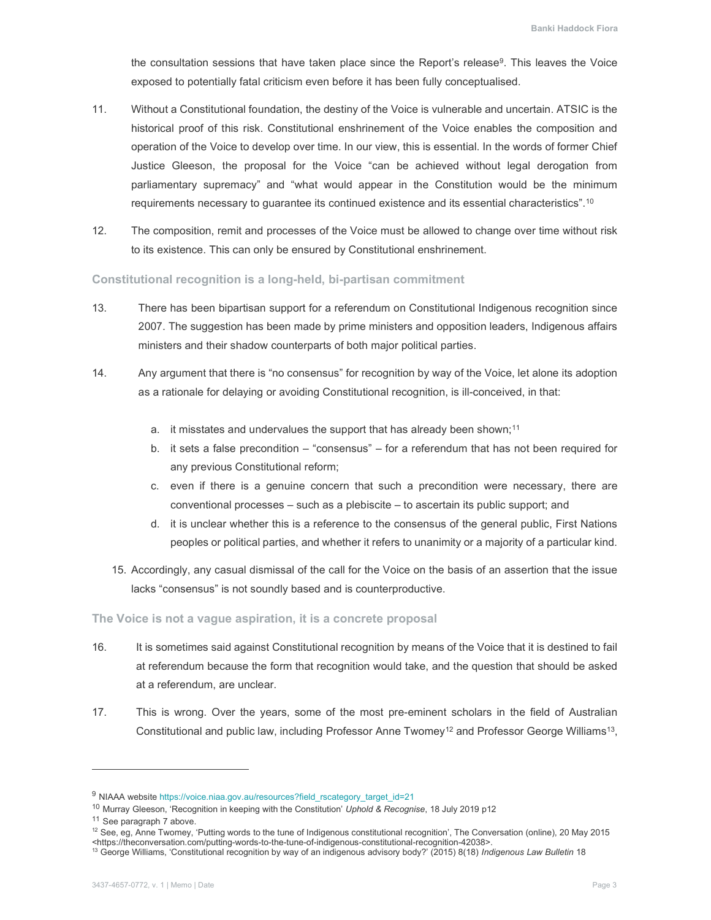the consultation sessions that have taken place since the Report's release[9]. This leaves the Voice exposed to potentially fatal criticism even before it has been fully conceptualised.

11. Without a Constitutional foundation, the destiny of the Voice is vulnerable and uncertain. ATSIC is the historical proof of this risk. Constitutional enshrinement of the Voice enables the composition and operation of the Voice to develop over time. In our view, this is essential. In the words of former Chief Justice Gleeson, the proposal for the Voice "can be achieved without legal derogation from parliamentary supremacy" and "what would appear in the Constitution would be the minimum requirements necessary to guarantee its continued existence and its essential characteristics".[10]

12. The composition, remit and processes of the Voice must be allowed to change over time without risk to its existence. This can only be ensured by Constitutional enshrinement.

### Constitutional recognition is a long-held, bi-partisan commitment

13. There has been bipartisan support for a referendum on Constitutional Indigenous recognition since 2007. The suggestion has been made by prime ministers and opposition leaders, Indigenous affairs ministers and their shadow counterparts of both major political parties.

14. Any argument that there is "no consensus" for recognition by way of the Voice, let alone its adoption as a rationale for delaying or avoiding Constitutional recognition, is ill-conceived, in that:

    a. it misstates and undervalues the support that has already been shown;[11]

    b. it sets a false precondition – "consensus" – for a referendum that has not been required for any previous Constitutional reform;

    c. even if there is a genuine concern that such a precondition were necessary, there are conventional processes – such as a plebiscite – to ascertain its public support; and

    d. it is unclear whether this is a reference to the consensus of the general public, First Nations peoples or political parties, and whether it refers to unanimity or a majority of a particular kind.

15. Accordingly, any casual dismissal of the call for the Voice on the basis of an assertion that the issue lacks "consensus" is not soundly based and is counterproductive.

### The Voice is not a vague aspiration, it is a concrete proposal

16. It is sometimes said against Constitutional recognition by means of the Voice that it is destined to fail at referendum because the form that recognition would take, and the question that should be asked at a referendum, are unclear.

17. This is wrong. Over the years, some of the most pre-eminent scholars in the field of Australian Constitutional and public law, including Professor Anne Twomey[12] and Professor George Williams[13],

---

[9] NIAAA website https://voice.niaa.gov.au/resources?field_rscategory_target_id=21

[10] Murray Gleeson, 'Recognition in keeping with the Constitution' *Uphold & Recognise*, 18 July 2019 p12

[11] See paragraph 7 above.

[12] See, eg, Anne Twomey, 'Putting words to the tune of Indigenous constitutional recognition', The Conversation (online), 20 May 2015 <https://theconversation.com/putting-words-to-the-tune-of-indigenous-constitutional-recognition-42038>.

[13] George Williams, 'Constitutional recognition by way of an indigenous advisory body?' (2015) 8(18) *Indigenous Law Bulletin* 18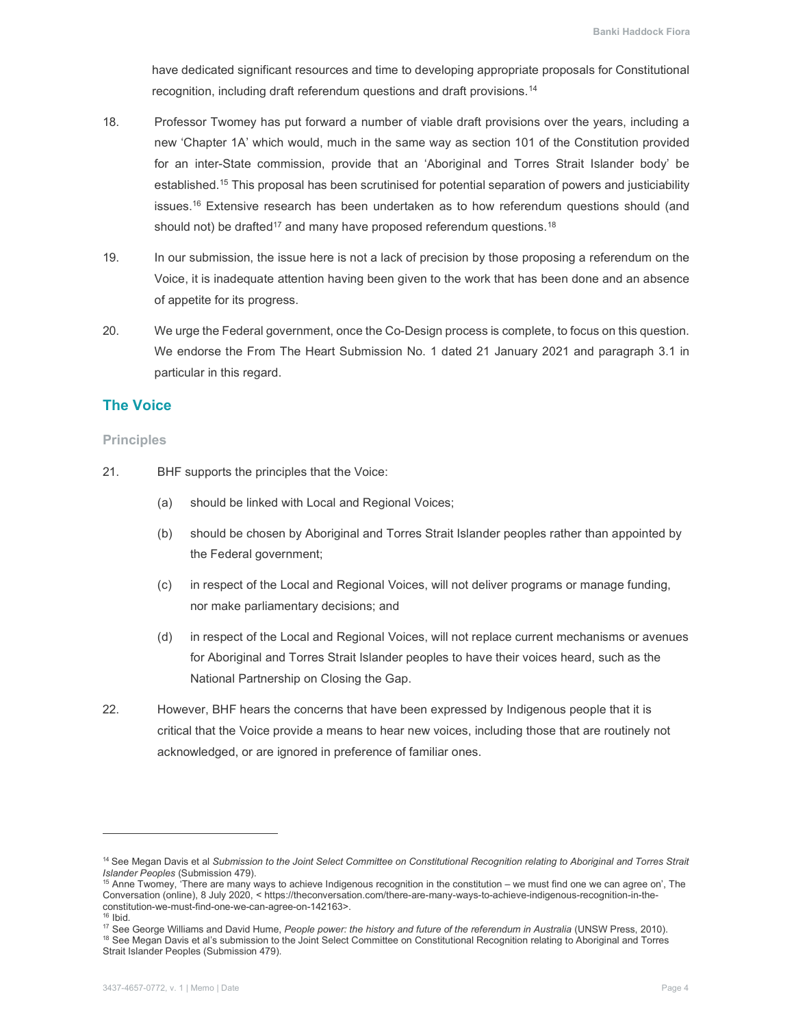have dedicated significant resources and time to developing appropriate proposals for Constitutional recognition, including draft referendum questions and draft provisions.[14]

18. Professor Twomey has put forward a number of viable draft provisions over the years, including a new 'Chapter 1A' which would, much in the same way as section 101 of the Constitution provided for an inter-State commission, provide that an 'Aboriginal and Torres Strait Islander body' be established.[15] This proposal has been scrutinised for potential separation of powers and justiciability issues.[16] Extensive research has been undertaken as to how referendum questions should (and should not) be drafted[17] and many have proposed referendum questions.[18]

19. In our submission, the issue here is not a lack of precision by those proposing a referendum on the Voice, it is inadequate attention having been given to the work that has been done and an absence of appetite for its progress.

20. We urge the Federal government, once the Co-Design process is complete, to focus on this question. We endorse the From The Heart Submission No. 1 dated 21 January 2021 and paragraph 3.1 in particular in this regard.

## The Voice

### Principles

21. BHF supports the principles that the Voice:

    (a) should be linked with Local and Regional Voices;

    (b) should be chosen by Aboriginal and Torres Strait Islander peoples rather than appointed by the Federal government;

    (c) in respect of the Local and Regional Voices, will not deliver programs or manage funding, nor make parliamentary decisions; and

    (d) in respect of the Local and Regional Voices, will not replace current mechanisms or avenues for Aboriginal and Torres Strait Islander peoples to have their voices heard, such as the National Partnership on Closing the Gap.

22. However, BHF hears the concerns that have been expressed by Indigenous people that it is critical that the Voice provide a means to hear new voices, including those that are routinely not acknowledged, or are ignored in preference of familiar ones.

---

[14] See Megan Davis et al *Submission to the Joint Select Committee on Constitutional Recognition relating to Aboriginal and Torres Strait Islander Peoples* (Submission 479).

[15] Anne Twomey, 'There are many ways to achieve Indigenous recognition in the constitution – we must find one we can agree on', The Conversation (online), 8 July 2020, < https://theconversation.com/there-are-many-ways-to-achieve-indigenous-recognition-in-the-constitution-we-must-find-one-we-can-agree-on-142163>.

[16] Ibid.

[17] See George Williams and David Hume, *People power: the history and future of the referendum in Australia* (UNSW Press, 2010).

[18] See Megan Davis et al's submission to the Joint Select Committee on Constitutional Recognition relating to Aboriginal and Torres Strait Islander Peoples (Submission 479).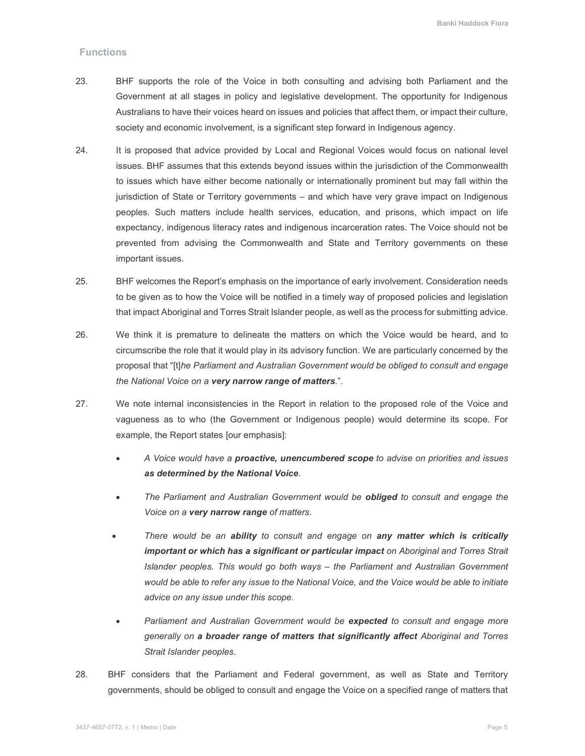## Functions

23. BHF supports the role of the Voice in both consulting and advising both Parliament and the Government at all stages in policy and legislative development. The opportunity for Indigenous Australians to have their voices heard on issues and policies that affect them, or impact their culture, society and economic involvement, is a significant step forward in Indigenous agency.

24. It is proposed that advice provided by Local and Regional Voices would focus on national level issues. BHF assumes that this extends beyond issues within the jurisdiction of the Commonwealth to issues which have either become nationally or internationally prominent but may fall within the jurisdiction of State or Territory governments – and which have very grave impact on Indigenous peoples. Such matters include health services, education, and prisons, which impact on life expectancy, indigenous literacy rates and indigenous incarceration rates. The Voice should not be prevented from advising the Commonwealth and State and Territory governments on these important issues.

25. BHF welcomes the Report's emphasis on the importance of early involvement. Consideration needs to be given as to how the Voice will be notified in a timely way of proposed policies and legislation that impact Aboriginal and Torres Strait Islander people, as well as the process for submitting advice.

26. We think it is premature to delineate the matters on which the Voice would be heard, and to circumscribe the role that it would play in its advisory function. We are particularly concerned by the proposal that "[t]*he Parliament and Australian Government would be obliged to consult and engage the National Voice on a* ***very narrow range of matters****.*".

27. We note internal inconsistencies in the Report in relation to the proposed role of the Voice and vagueness as to who (the Government or Indigenous people) would determine its scope. For example, the Report states [our emphasis]:

    - *A Voice would have a* ***proactive, unencumbered scope*** *to advise on priorities and issues* ***as determined by the National Voice****.*
    - *The Parliament and Australian Government would be* ***obliged*** *to consult and engage the Voice on a* ***very narrow range*** *of matters.*
    - *There would be an* ***ability*** *to consult and engage on* ***any matter which is critically important or which has a significant or particular impact*** *on Aboriginal and Torres Strait Islander peoples. This would go both ways – the Parliament and Australian Government would be able to refer any issue to the National Voice, and the Voice would be able to initiate advice on any issue under this scope.*
    - *Parliament and Australian Government would be* ***expected*** *to consult and engage more generally on* ***a broader range of matters that significantly affect*** *Aboriginal and Torres Strait Islander peoples*.

28. BHF considers that the Parliament and Federal government, as well as State and Territory governments, should be obliged to consult and engage the Voice on a specified range of matters that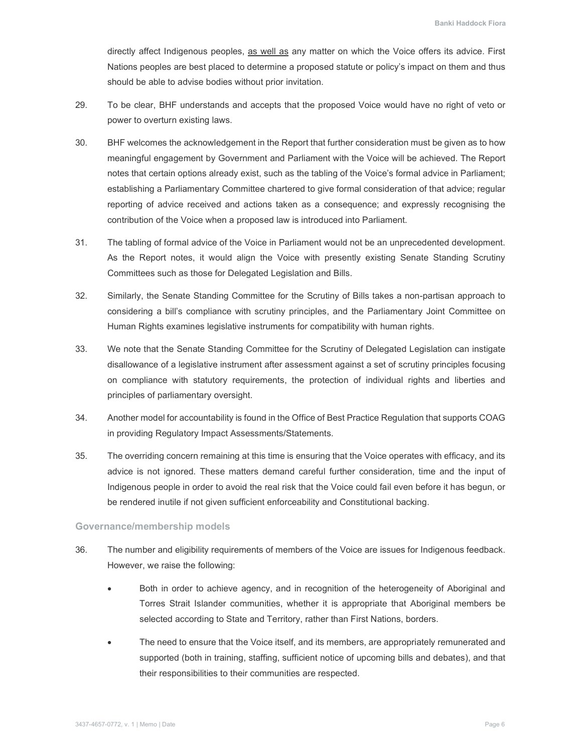directly affect Indigenous peoples, as well as any matter on which the Voice offers its advice. First Nations peoples are best placed to determine a proposed statute or policy's impact on them and thus should be able to advise bodies without prior invitation.

29. To be clear, BHF understands and accepts that the proposed Voice would have no right of veto or power to overturn existing laws.

30. BHF welcomes the acknowledgement in the Report that further consideration must be given as to how meaningful engagement by Government and Parliament with the Voice will be achieved. The Report notes that certain options already exist, such as the tabling of the Voice's formal advice in Parliament; establishing a Parliamentary Committee chartered to give formal consideration of that advice; regular reporting of advice received and actions taken as a consequence; and expressly recognising the contribution of the Voice when a proposed law is introduced into Parliament.

31. The tabling of formal advice of the Voice in Parliament would not be an unprecedented development. As the Report notes, it would align the Voice with presently existing Senate Standing Scrutiny Committees such as those for Delegated Legislation and Bills.

32. Similarly, the Senate Standing Committee for the Scrutiny of Bills takes a non-partisan approach to considering a bill's compliance with scrutiny principles, and the Parliamentary Joint Committee on Human Rights examines legislative instruments for compatibility with human rights.

33. We note that the Senate Standing Committee for the Scrutiny of Delegated Legislation can instigate disallowance of a legislative instrument after assessment against a set of scrutiny principles focusing on compliance with statutory requirements, the protection of individual rights and liberties and principles of parliamentary oversight.

34. Another model for accountability is found in the Office of Best Practice Regulation that supports COAG in providing Regulatory Impact Assessments/Statements.

35. The overriding concern remaining at this time is ensuring that the Voice operates with efficacy, and its advice is not ignored. These matters demand careful further consideration, time and the input of Indigenous people in order to avoid the real risk that the Voice could fail even before it has begun, or be rendered inutile if not given sufficient enforceability and Constitutional backing.

### Governance/membership models

36. The number and eligibility requirements of members of the Voice are issues for Indigenous feedback. However, we raise the following:

    - Both in order to achieve agency, and in recognition of the heterogeneity of Aboriginal and Torres Strait Islander communities, whether it is appropriate that Aboriginal members be selected according to State and Territory, rather than First Nations, borders.

    - The need to ensure that the Voice itself, and its members, are appropriately remunerated and supported (both in training, staffing, sufficient notice of upcoming bills and debates), and that their responsibilities to their communities are respected.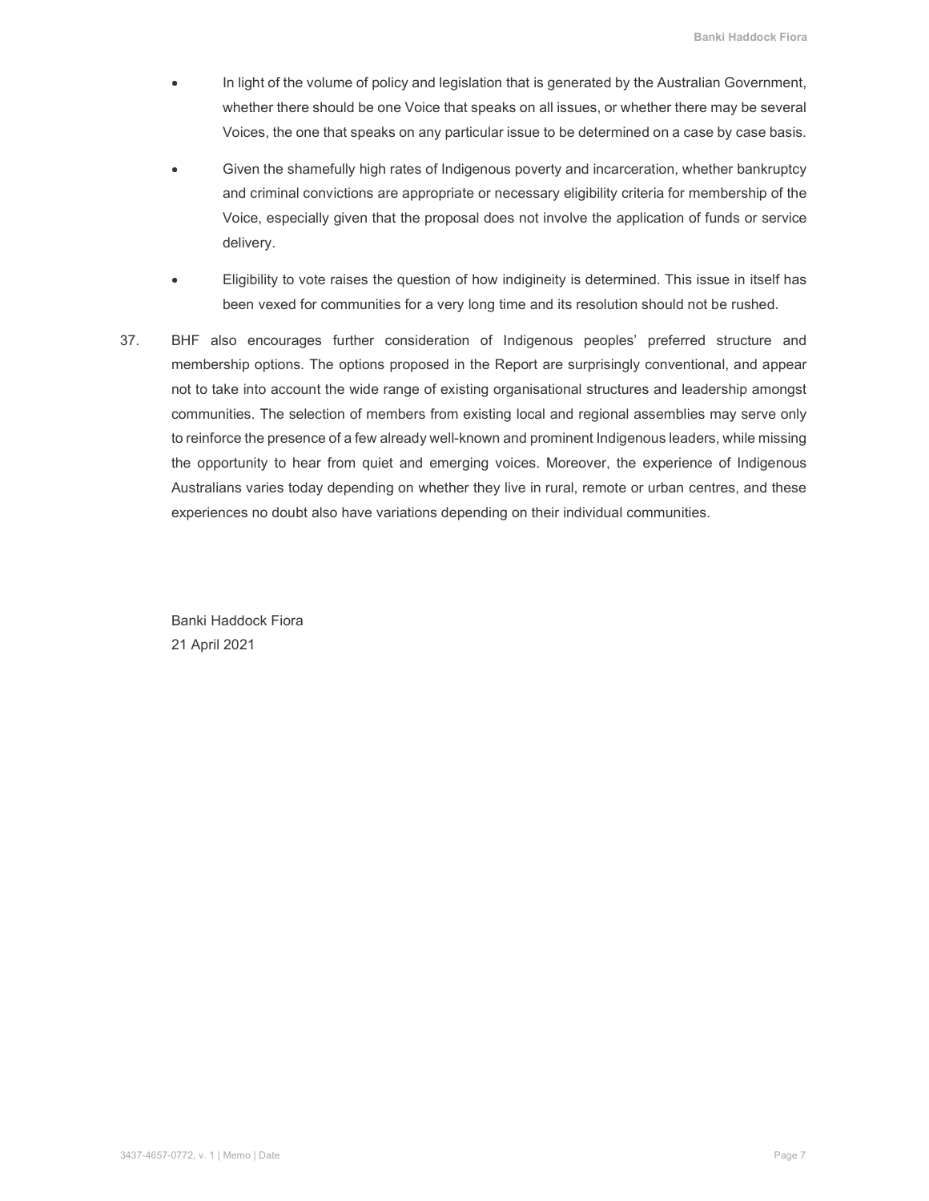- In light of the volume of policy and legislation that is generated by the Australian Government, whether there should be one Voice that speaks on all issues, or whether there may be several Voices, the one that speaks on any particular issue to be determined on a case by case basis.

- Given the shamefully high rates of Indigenous poverty and incarceration, whether bankruptcy and criminal convictions are appropriate or necessary eligibility criteria for membership of the Voice, especially given that the proposal does not involve the application of funds or service delivery.

- Eligibility to vote raises the question of how indigineity is determined. This issue in itself has been vexed for communities for a very long time and its resolution should not be rushed.

37. BHF also encourages further consideration of Indigenous peoples' preferred structure and membership options. The options proposed in the Report are surprisingly conventional, and appear not to take into account the wide range of existing organisational structures and leadership amongst communities. The selection of members from existing local and regional assemblies may serve only to reinforce the presence of a few already well-known and prominent Indigenous leaders, while missing the opportunity to hear from quiet and emerging voices. Moreover, the experience of Indigenous Australians varies today depending on whether they live in rural, remote or urban centres, and these experiences no doubt also have variations depending on their individual communities.

Banki Haddock Fiora
21 April 2021